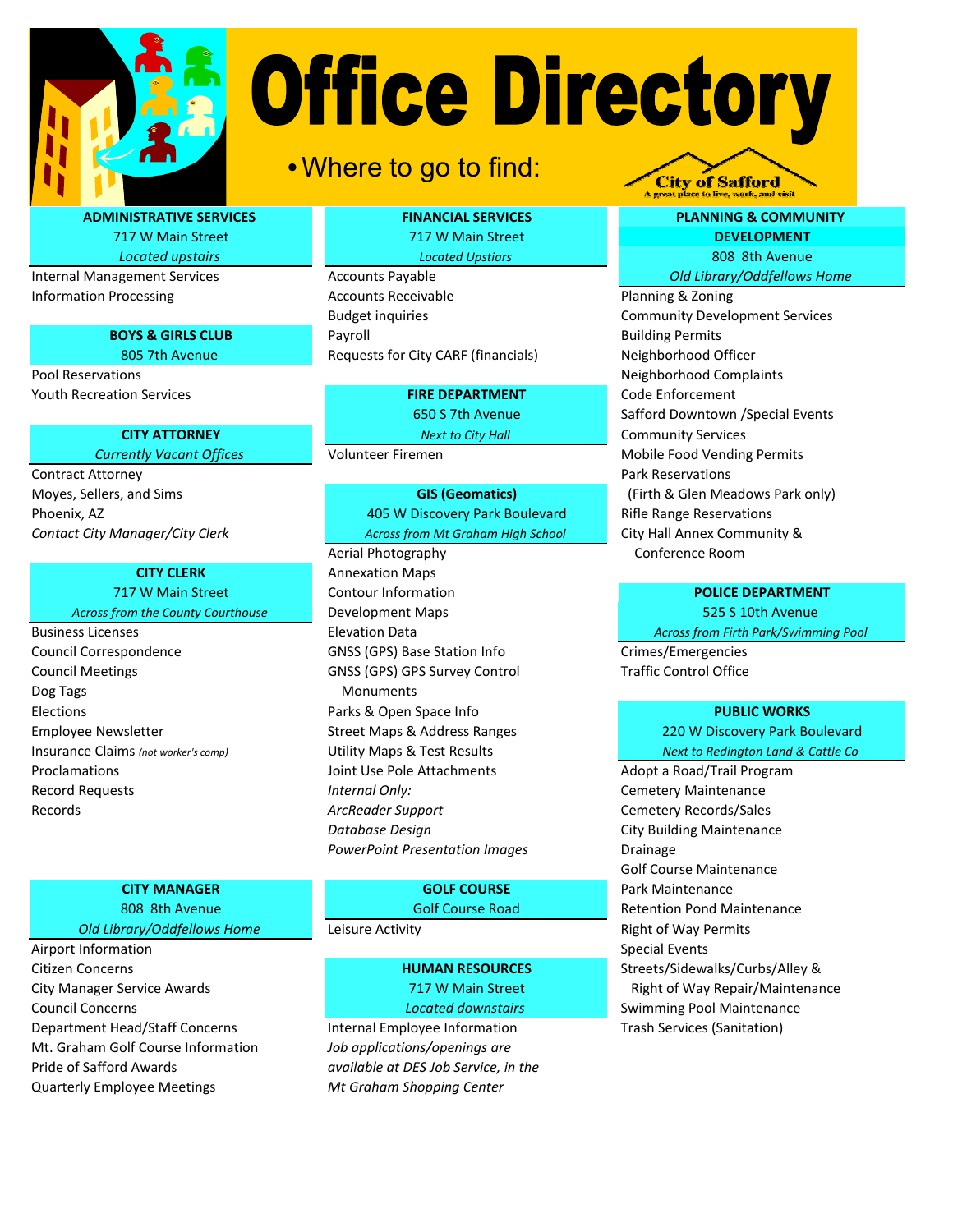# Office Directory

- Where to go to find:

City of Safford
A great place to live, work, and visit

## ADMINISTRATIVE SERVICES
717 W Main Street
*Located upstairs*

Internal Management Services
Information Processing

## BOYS & GIRLS CLUB
805 7th Avenue

Pool Reservations
Youth Recreation Services

## CITY ATTORNEY
*Currently Vacant Offices*

Contract Attorney
Moyes, Sellers, and Sims
Phoenix, AZ
*Contact City Manager/City Clerk*

## CITY CLERK
717 W Main Street
*Across from the County Courthouse*

Business Licenses
Council Correspondence
Council Meetings
Dog Tags
Elections
Employee Newsletter
Insurance Claims *(not worker's comp)*
Proclamations
Record Requests
Records

## CITY MANAGER
808 8th Avenue
*Old Library/Oddfellows Home*

Airport Information
Citizen Concerns
City Manager Service Awards
Council Concerns
Department Head/Staff Concerns
Mt. Graham Golf Course Information
Pride of Safford Awards
Quarterly Employee Meetings

## FINANCIAL SERVICES
717 W Main Street
*Located Upstiars*

Accounts Payable
Accounts Receivable
Budget inquiries
Payroll
Requests for City CARF (financials)

## FIRE DEPARTMENT
650 S 7th Avenue
*Next to City Hall*

Volunteer Firemen

## GIS (Geomatics)
405 W Discovery Park Boulevard
*Across from Mt Graham High School*

Aerial Photography
Annexation Maps
Contour Information
Development Maps
Elevation Data
GNSS (GPS) Base Station Info
GNSS (GPS) GPS Survey Control Monuments
Parks & Open Space Info
Street Maps & Address Ranges
Utility Maps & Test Results
Joint Use Pole Attachments
*Internal Only:*
*ArcReader Support*
*Database Design*
*PowerPoint Presentation Images*

## GOLF COURSE
Golf Course Road

Leisure Activity

## HUMAN RESOURCES
717 W Main Street
*Located downstairs*

Internal Employee Information
*Job applications/openings are available at DES Job Service, in the Mt Graham Shopping Center*

## PLANNING & COMMUNITY DEVELOPMENT
808 8th Avenue
*Old Library/Oddfellows Home*

Planning & Zoning
Community Development Services
Building Permits
Neighborhood Officer
Neighborhood Complaints
Code Enforcement
Safford Downtown /Special Events
Community Services
Mobile Food Vending Permits
Park Reservations
(Firth & Glen Meadows Park only)
Rifle Range Reservations
City Hall Annex Community & Conference Room

## POLICE DEPARTMENT
525 S 10th Avenue
*Across from Firth Park/Swimming Pool*

Crimes/Emergencies
Traffic Control Office

## PUBLIC WORKS
220 W Discovery Park Boulevard
*Next to Redington Land & Cattle Co*

Adopt a Road/Trail Program
Cemetery Maintenance
Cemetery Records/Sales
City Building Maintenance
Drainage
Golf Course Maintenance
Park Maintenance
Retention Pond Maintenance
Right of Way Permits
Special Events
Streets/Sidewalks/Curbs/Alley & Right of Way Repair/Maintenance
Swimming Pool Maintenance
Trash Services (Sanitation)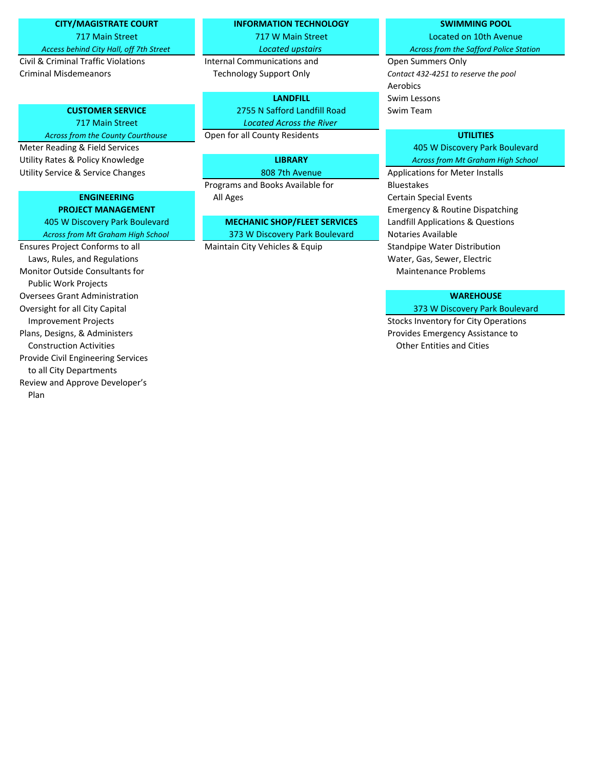## CITY/MAGISTRATE COURT

717 Main Street

*Access behind City Hall, off 7th Street*

- Civil & Criminal Traffic Violations
- Criminal Misdemeanors

## CUSTOMER SERVICE

717 Main Street

*Across from the County Courthouse*

- Meter Reading & Field Services
- Utility Rates & Policy Knowledge
- Utility Service & Service Changes

## ENGINEERING PROJECT MANAGEMENT

405 W Discovery Park Boulevard

*Across from Mt Graham High School*

- Ensures Project Conforms to all Laws, Rules, and Regulations
- Monitor Outside Consultants for Public Work Projects
- Oversees Grant Administration
- Oversight for all City Capital Improvement Projects
- Plans, Designs, & Administers Construction Activities
- Provide Civil Engineering Services to all City Departments
- Review and Approve Developer's Plan

## INFORMATION TECHNOLOGY

717 W Main Street

*Located upstairs*

- Internal Communications and Technology Support Only

## LANDFILL

2755 N Safford Landfill Road

*Located Across the River*

- Open for all County Residents

## LIBRARY

808 7th Avenue

- Programs and Books Available for All Ages

## MECHANIC SHOP/FLEET SERVICES

373 W Discovery Park Boulevard

- Maintain City Vehicles & Equip

## SWIMMING POOL

Located on 10th Avenue

*Across from the Safford Police Station*

- Open Summers Only
- *Contact 432-4251 to reserve the pool*
- Aerobics
- Swim Lessons
- Swim Team

## UTILITIES

405 W Discovery Park Boulevard

*Across from Mt Graham High School*

- Applications for Meter Installs
- Bluestakes
- Certain Special Events
- Emergency & Routine Dispatching
- Landfill Applications & Questions
- Notaries Available
- Standpipe Water Distribution
- Water, Gas, Sewer, Electric Maintenance Problems

## WAREHOUSE

373 W Discovery Park Boulevard

- Stocks Inventory for City Operations
- Provides Emergency Assistance to Other Entities and Cities